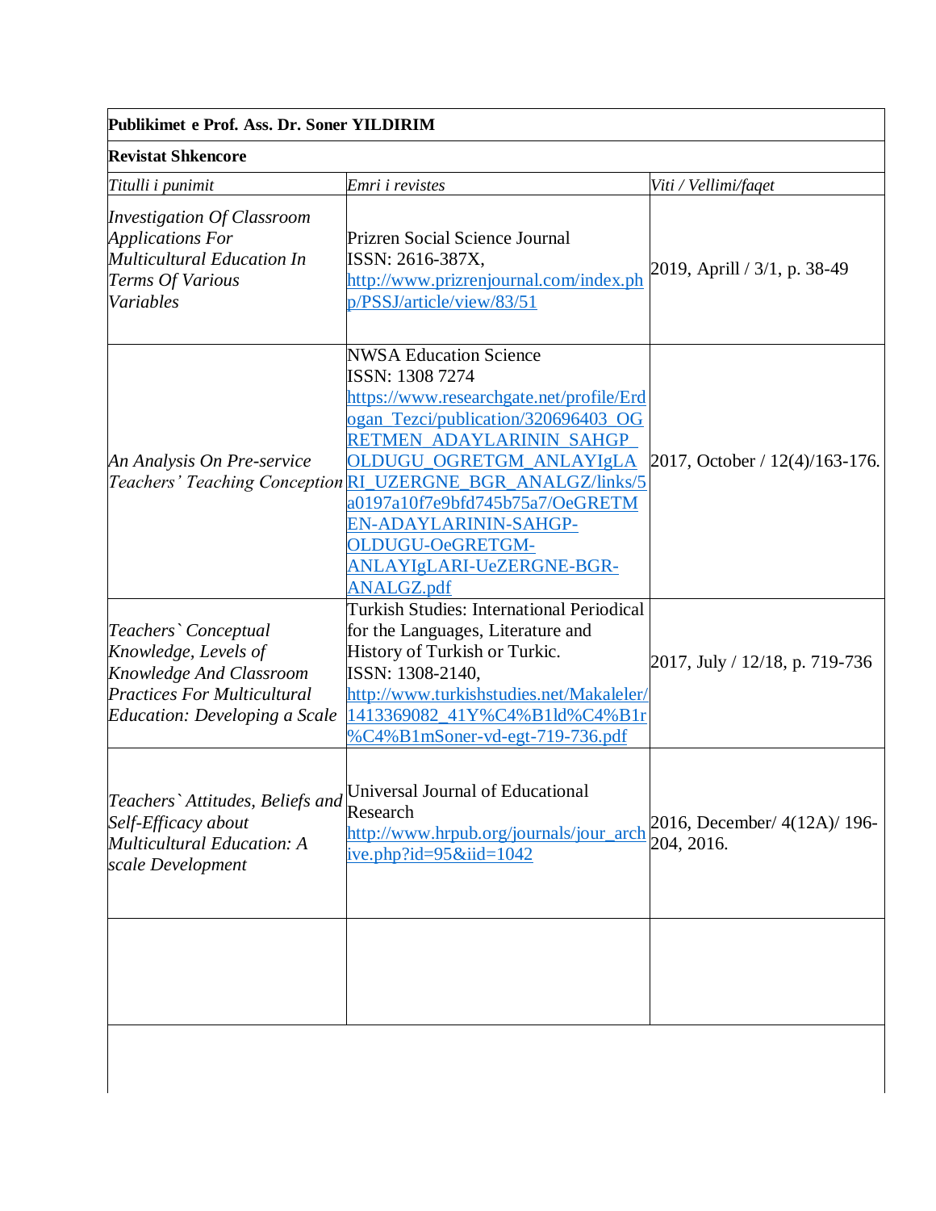| **Publikimet e Prof. Ass. Dr. Soner YILDIRIM** | | |
|---|---|---|
| **Revistat Shkencore** | | |
| *Titulli i punimit* | *Emri i revistes* | *Viti / Vellimi/faqet* |
| *Investigation Of Classroom Applications For Multicultural Education In Terms Of Various Variables* | Prizren Social Science Journal ISSN: 2616-387X, http://www.prizrenjournal.com/index.php/PSSJ/article/view/83/51 | 2019, Aprill / 3/1, p. 38-49 |
| *An Analysis On Pre-service Teachers' Teaching Conception* | NWSA Education Science ISSN: 1308 7274 https://www.researchgate.net/profile/Erdogan_Tezci/publication/320696403_OGRETMEN_ADAYLARININ_SAHGP_OLDUGU_OGRETGM_ANLAYIgLARI_UZERGNE_BGR_ANALGZ/links/5a0197a10f7e9bfd745b75a7/OeGRETMEN-ADAYLARININ-SAHGP-OLDUGU-OeGRETGM-ANLAYIgLARI-UeZERGNE-BGR-ANALGZ.pdf | 2017, October / 12(4)/163-176. |
| *Teachers` Conceptual Knowledge, Levels of Knowledge And Classroom Practices For Multicultural Education: Developing a Scale* | Turkish Studies: International Periodical for the Languages, Literature and History of Turkish or Turkic. ISSN: 1308-2140, http://www.turkishstudies.net/Makaleler/1413369082_41Y%C4%B1ld%C4%B1r%C4%B1mSoner-vd-egt-719-736.pdf | 2017, July / 12/18, p. 719-736 |
| *Teachers` Attitudes, Beliefs and Self-Efficacy about Multicultural Education: A scale Development* | Universal Journal of Educational Research http://www.hrpub.org/journals/jour_archive.php?id=95&iid=1042 | 2016, December/ 4(12A)/ 196-204, 2016. |
| | | |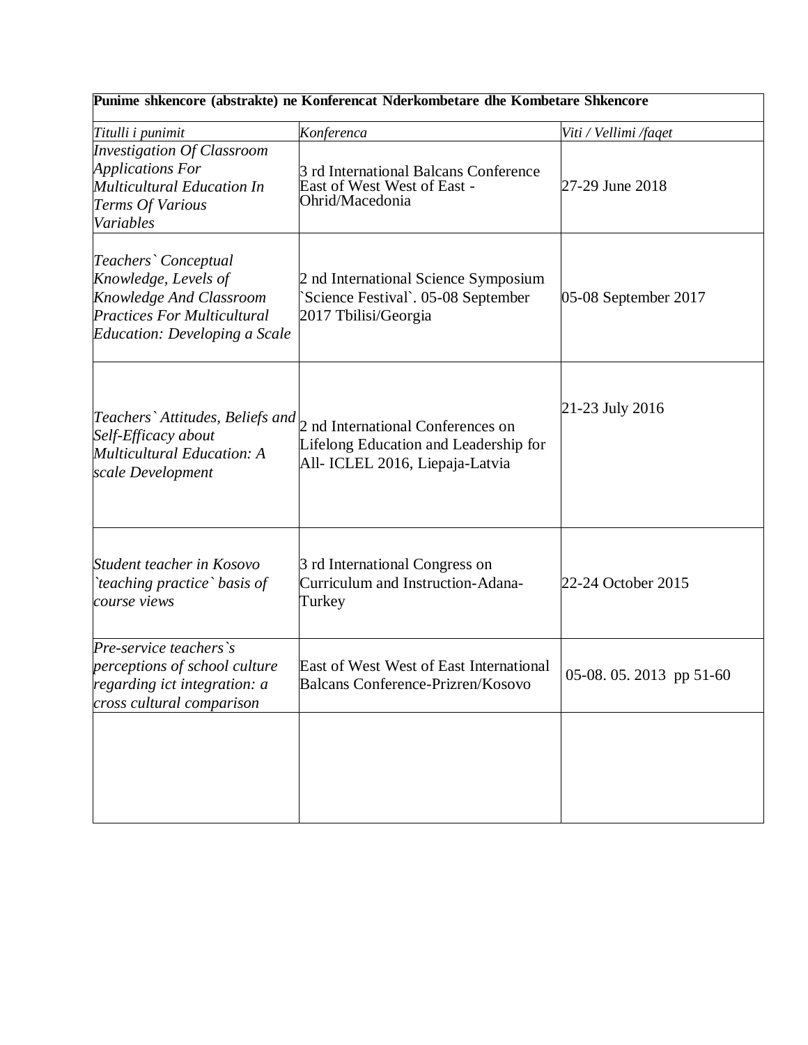| **Punime shkencore (abstrakte) ne Konferencat Nderkombetare dhe Kombetare Shkencore** | | |
|---|---|---|
| *Titulli i punimit* | *Konferenca* | *Viti / Vellimi /faqet* |
| *Investigation Of Classroom Applications For Multicultural Education In Terms Of Various Variables* | 3 rd International Balcans Conference East of West West of East - Ohrid/Macedonia | 27-29 June 2018 |
| *Teachers` Conceptual Knowledge, Levels of Knowledge And Classroom Practices For Multicultural Education: Developing a Scale* | 2 nd International Science Symposium `Science Festival`. 05-08 September 2017 Tbilisi/Georgia | 05-08 September 2017 |
| *Teachers` Attitudes, Beliefs and Self-Efficacy about Multicultural Education: A scale Development* | 2 nd International Conferences on Lifelong Education and Leadership for All- ICLEL 2016, Liepaja-Latvia | 21-23 July 2016 |
| *Student teacher in Kosovo `teaching practice` basis of course views* | 3 rd International Congress on Curriculum and Instruction-Adana-Turkey | 22-24 October 2015 |
| *Pre-service teachers`s perceptions of school culture regarding ict integration: a cross cultural comparison* | East of West West of East International Balcans Conference-Prizren/Kosovo | 05-08. 05. 2013 pp 51-60 |
| | | |